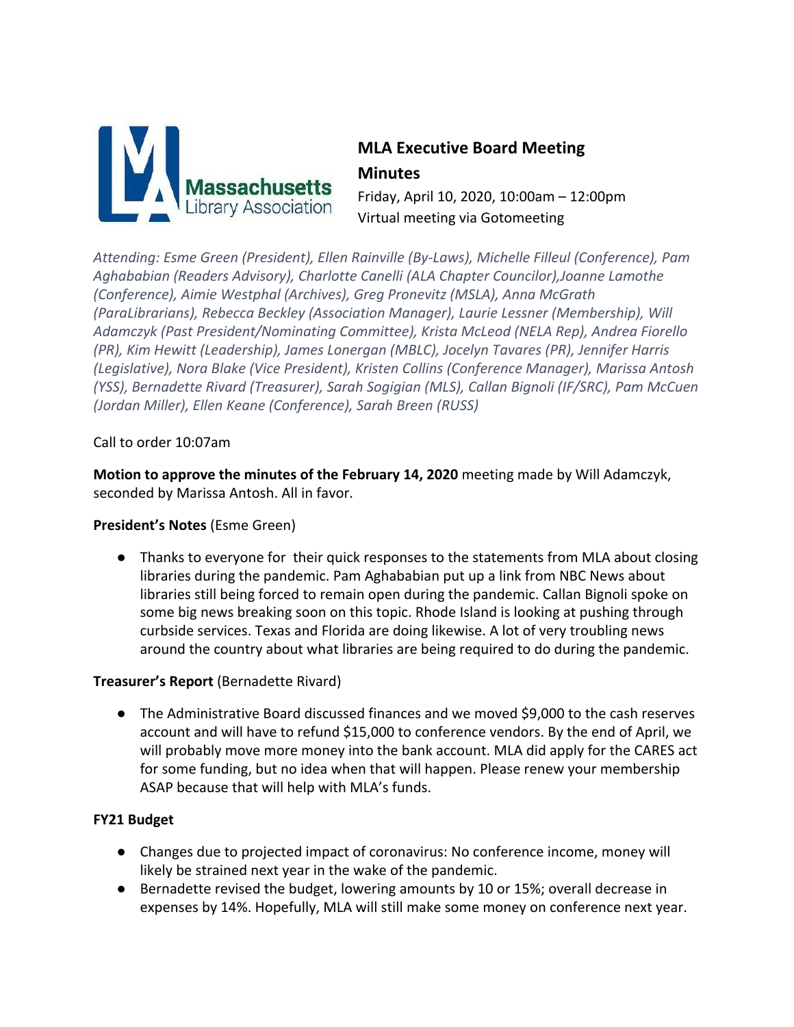# MLA Executive Board Meeting Minutes

Friday, April 10, 2020, 10:00am – 12:00pm
Virtual meeting via Gotomeeting

*Attending: Esme Green (President), Ellen Rainville (By-Laws), Michelle Filleul (Conference), Pam Aghababian (Readers Advisory), Charlotte Canelli (ALA Chapter Councilor),Joanne Lamothe (Conference), Aimie Westphal (Archives), Greg Pronevitz (MSLA), Anna McGrath (ParaLibrarians), Rebecca Beckley (Association Manager), Laurie Lessner (Membership), Will Adamczyk (Past President/Nominating Committee), Krista McLeod (NELA Rep), Andrea Fiorello (PR), Kim Hewitt (Leadership), James Lonergan (MBLC), Jocelyn Tavares (PR), Jennifer Harris (Legislative), Nora Blake (Vice President), Kristen Collins (Conference Manager), Marissa Antosh (YSS), Bernadette Rivard (Treasurer), Sarah Sogigian (MLS), Callan Bignoli (IF/SRC), Pam McCuen (Jordan Miller), Ellen Keane (Conference), Sarah Breen (RUSS)*

Call to order 10:07am

**Motion to approve the minutes of the February 14, 2020** meeting made by Will Adamczyk, seconded by Marissa Antosh. All in favor.

**President's Notes** (Esme Green)

- Thanks to everyone for their quick responses to the statements from MLA about closing libraries during the pandemic. Pam Aghababian put up a link from NBC News about libraries still being forced to remain open during the pandemic. Callan Bignoli spoke on some big news breaking soon on this topic. Rhode Island is looking at pushing through curbside services. Texas and Florida are doing likewise. A lot of very troubling news around the country about what libraries are being required to do during the pandemic.

**Treasurer's Report** (Bernadette Rivard)

- The Administrative Board discussed finances and we moved $9,000 to the cash reserves account and will have to refund $15,000 to conference vendors. By the end of April, we will probably move more money into the bank account. MLA did apply for the CARES act for some funding, but no idea when that will happen. Please renew your membership ASAP because that will help with MLA's funds.

**FY21 Budget**

- Changes due to projected impact of coronavirus: No conference income, money will likely be strained next year in the wake of the pandemic.
- Bernadette revised the budget, lowering amounts by 10 or 15%; overall decrease in expenses by 14%. Hopefully, MLA will still make some money on conference next year.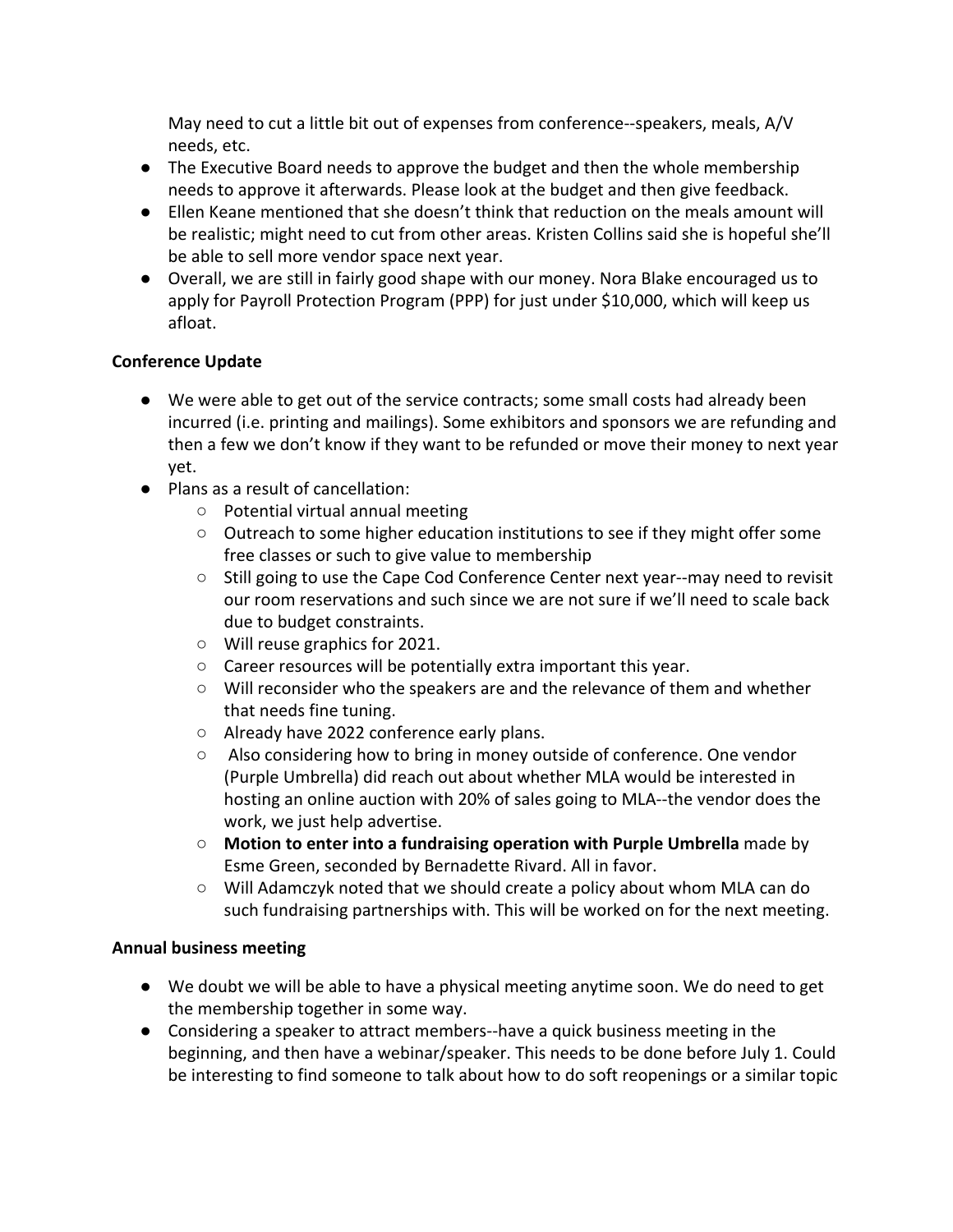May need to cut a little bit out of expenses from conference--speakers, meals, A/V needs, etc.

- The Executive Board needs to approve the budget and then the whole membership needs to approve it afterwards. Please look at the budget and then give feedback.
- Ellen Keane mentioned that she doesn't think that reduction on the meals amount will be realistic; might need to cut from other areas. Kristen Collins said she is hopeful she'll be able to sell more vendor space next year.
- Overall, we are still in fairly good shape with our money. Nora Blake encouraged us to apply for Payroll Protection Program (PPP) for just under $10,000, which will keep us afloat.

**Conference Update**

- We were able to get out of the service contracts; some small costs had already been incurred (i.e. printing and mailings). Some exhibitors and sponsors we are refunding and then a few we don't know if they want to be refunded or move their money to next year yet.
- Plans as a result of cancellation:
  - Potential virtual annual meeting
  - Outreach to some higher education institutions to see if they might offer some free classes or such to give value to membership
  - Still going to use the Cape Cod Conference Center next year--may need to revisit our room reservations and such since we are not sure if we'll need to scale back due to budget constraints.
  - Will reuse graphics for 2021.
  - Career resources will be potentially extra important this year.
  - Will reconsider who the speakers are and the relevance of them and whether that needs fine tuning.
  - Already have 2022 conference early plans.
  - Also considering how to bring in money outside of conference. One vendor (Purple Umbrella) did reach out about whether MLA would be interested in hosting an online auction with 20% of sales going to MLA--the vendor does the work, we just help advertise.
  - **Motion to enter into a fundraising operation with Purple Umbrella** made by Esme Green, seconded by Bernadette Rivard. All in favor.
  - Will Adamczyk noted that we should create a policy about whom MLA can do such fundraising partnerships with. This will be worked on for the next meeting.

**Annual business meeting**

- We doubt we will be able to have a physical meeting anytime soon. We do need to get the membership together in some way.
- Considering a speaker to attract members--have a quick business meeting in the beginning, and then have a webinar/speaker. This needs to be done before July 1. Could be interesting to find someone to talk about how to do soft reopenings or a similar topic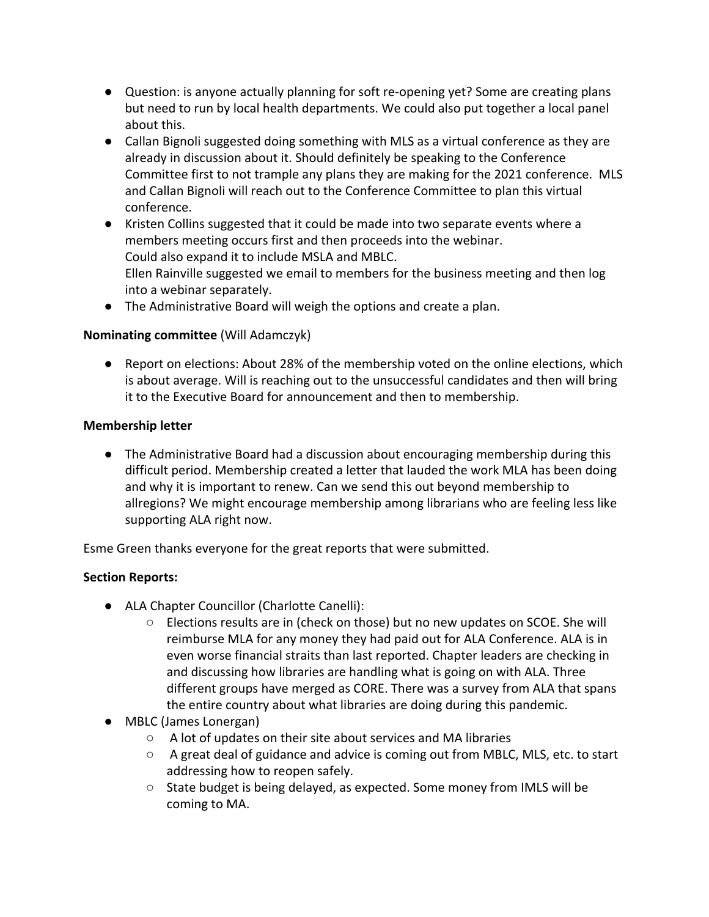- Question: is anyone actually planning for soft re-opening yet? Some are creating plans but need to run by local health departments. We could also put together a local panel about this.
- Callan Bignoli suggested doing something with MLS as a virtual conference as they are already in discussion about it. Should definitely be speaking to the Conference Committee first to not trample any plans they are making for the 2021 conference. MLS and Callan Bignoli will reach out to the Conference Committee to plan this virtual conference.
- Kristen Collins suggested that it could be made into two separate events where a members meeting occurs first and then proceeds into the webinar.
  Could also expand it to include MSLA and MBLC.
  Ellen Rainville suggested we email to members for the business meeting and then log into a webinar separately.
- The Administrative Board will weigh the options and create a plan.

**Nominating committee** (Will Adamczyk)

- Report on elections: About 28% of the membership voted on the online elections, which is about average. Will is reaching out to the unsuccessful candidates and then will bring it to the Executive Board for announcement and then to membership.

**Membership letter**

- The Administrative Board had a discussion about encouraging membership during this difficult period. Membership created a letter that lauded the work MLA has been doing and why it is important to renew. Can we send this out beyond membership to allregions? We might encourage membership among librarians who are feeling less like supporting ALA right now.

Esme Green thanks everyone for the great reports that were submitted.

**Section Reports:**

- ALA Chapter Councillor (Charlotte Canelli):
  - Elections results are in (check on those) but no new updates on SCOE. She will reimburse MLA for any money they had paid out for ALA Conference. ALA is in even worse financial straits than last reported. Chapter leaders are checking in and discussing how libraries are handling what is going on with ALA. Three different groups have merged as CORE. There was a survey from ALA that spans the entire country about what libraries are doing during this pandemic.
- MBLC (James Lonergan)
  - A lot of updates on their site about services and MA libraries
  - A great deal of guidance and advice is coming out from MBLC, MLS, etc. to start addressing how to reopen safely.
  - State budget is being delayed, as expected. Some money from IMLS will be coming to MA.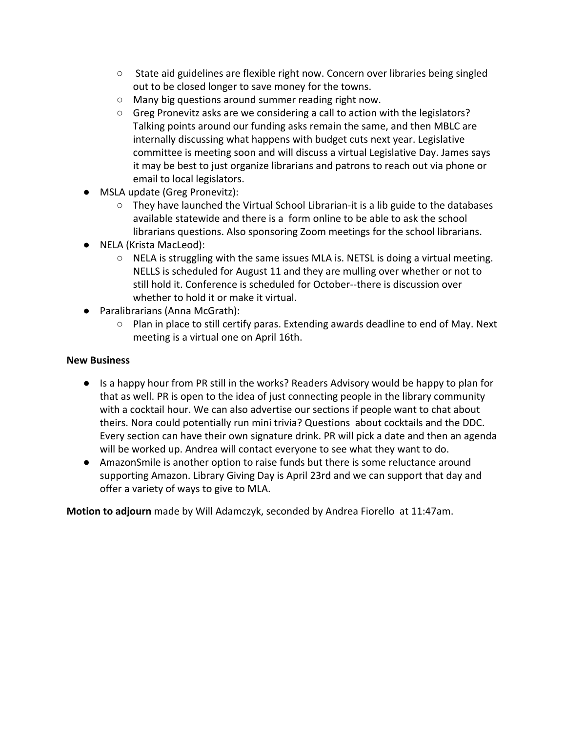- State aid guidelines are flexible right now. Concern over libraries being singled out to be closed longer to save money for the towns.
    - Many big questions around summer reading right now.
    - Greg Pronevitz asks are we considering a call to action with the legislators? Talking points around our funding asks remain the same, and then MBLC are internally discussing what happens with budget cuts next year. Legislative committee is meeting soon and will discuss a virtual Legislative Day. James says it may be best to just organize librarians and patrons to reach out via phone or email to local legislators.
- MSLA update (Greg Pronevitz):
    - They have launched the Virtual School Librarian-it is a lib guide to the databases available statewide and there is a form online to be able to ask the school librarians questions. Also sponsoring Zoom meetings for the school librarians.
- NELA (Krista MacLeod):
    - NELA is struggling with the same issues MLA is. NETSL is doing a virtual meeting. NELLS is scheduled for August 11 and they are mulling over whether or not to still hold it. Conference is scheduled for October--there is discussion over whether to hold it or make it virtual.
- Paralibrarians (Anna McGrath):
    - Plan in place to still certify paras. Extending awards deadline to end of May. Next meeting is a virtual one on April 16th.

**New Business**

- Is a happy hour from PR still in the works? Readers Advisory would be happy to plan for that as well. PR is open to the idea of just connecting people in the library community with a cocktail hour. We can also advertise our sections if people want to chat about theirs. Nora could potentially run mini trivia? Questions about cocktails and the DDC. Every section can have their own signature drink. PR will pick a date and then an agenda will be worked up. Andrea will contact everyone to see what they want to do.
- AmazonSmile is another option to raise funds but there is some reluctance around supporting Amazon. Library Giving Day is April 23rd and we can support that day and offer a variety of ways to give to MLA.

**Motion to adjourn** made by Will Adamczyk, seconded by Andrea Fiorello at 11:47am.